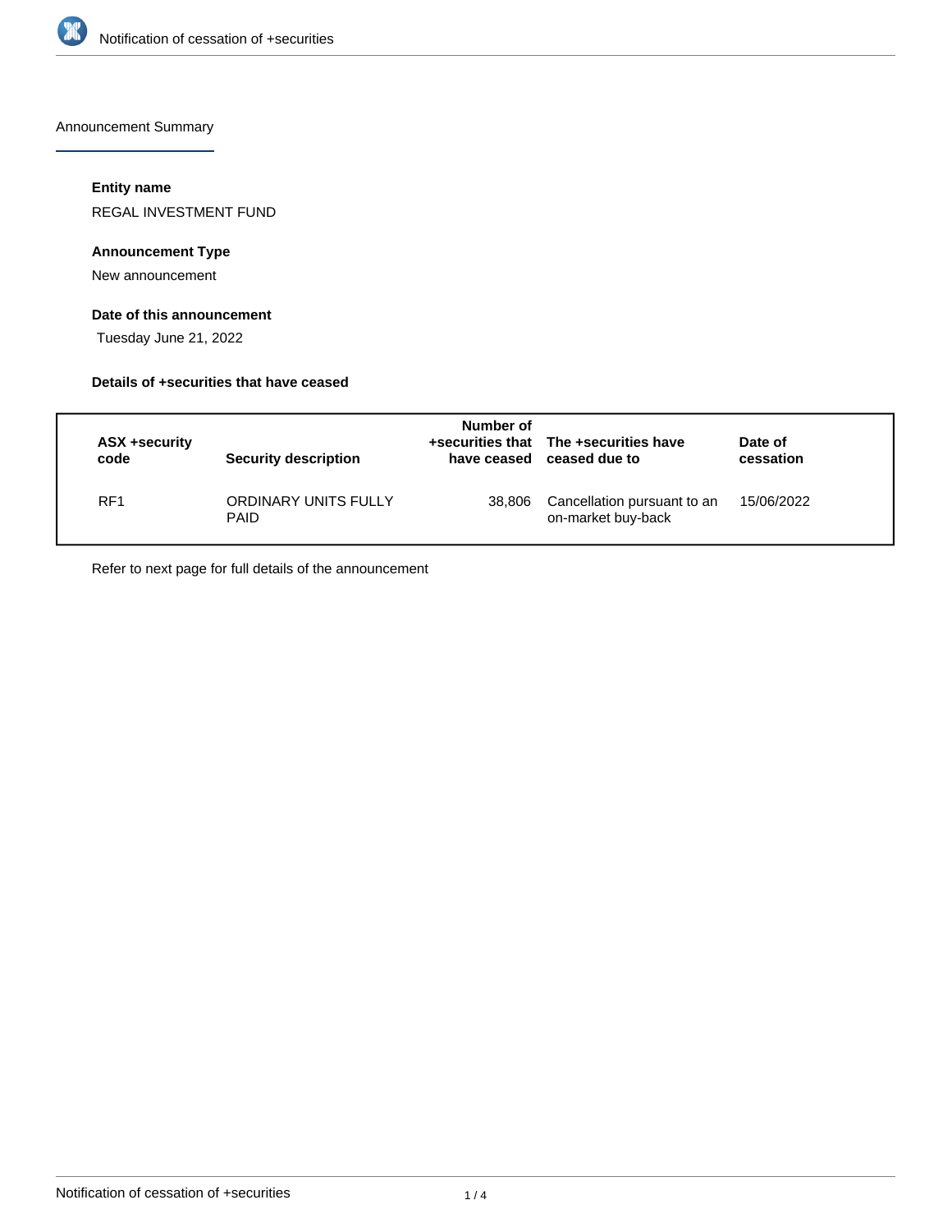# Notification of cessation of +securities

## Announcement Summary

### Entity name

REGAL INVESTMENT FUND

### Announcement Type

New announcement

### Date of this announcement

Tuesday June 21, 2022

### Details of +securities that have ceased

| ASX +security code | Security description | Number of +securities that have ceased | The +securities have ceased due to | Date of cessation |
|---|---|---|---|---|
| RF1 | ORDINARY UNITS FULLY PAID | 38,806 | Cancellation pursuant to an on-market buy-back | 15/06/2022 |

Refer to next page for full details of the announcement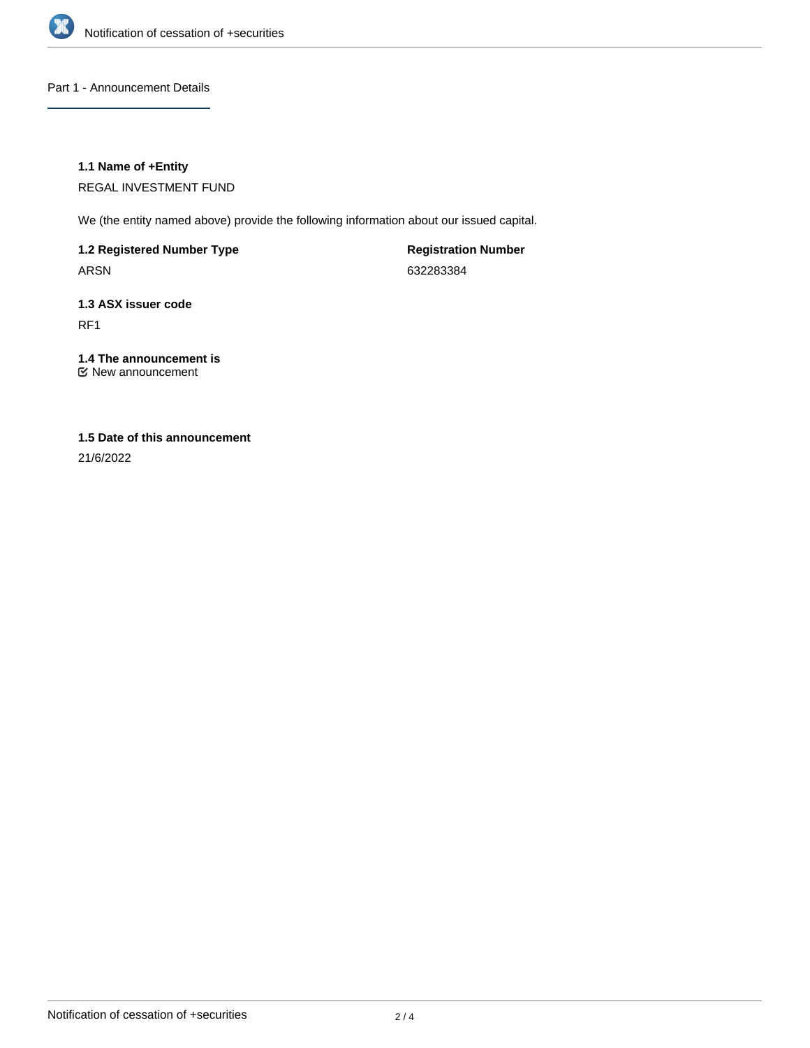## Part 1 - Announcement Details

**1.1 Name of +Entity**

REGAL INVESTMENT FUND

We (the entity named above) provide the following information about our issued capital.

**1.2 Registered Number Type**

ARSN

**Registration Number**

632283384

**1.3 ASX issuer code**

RF1

**1.4 The announcement is**

New announcement

**1.5 Date of this announcement**

21/6/2022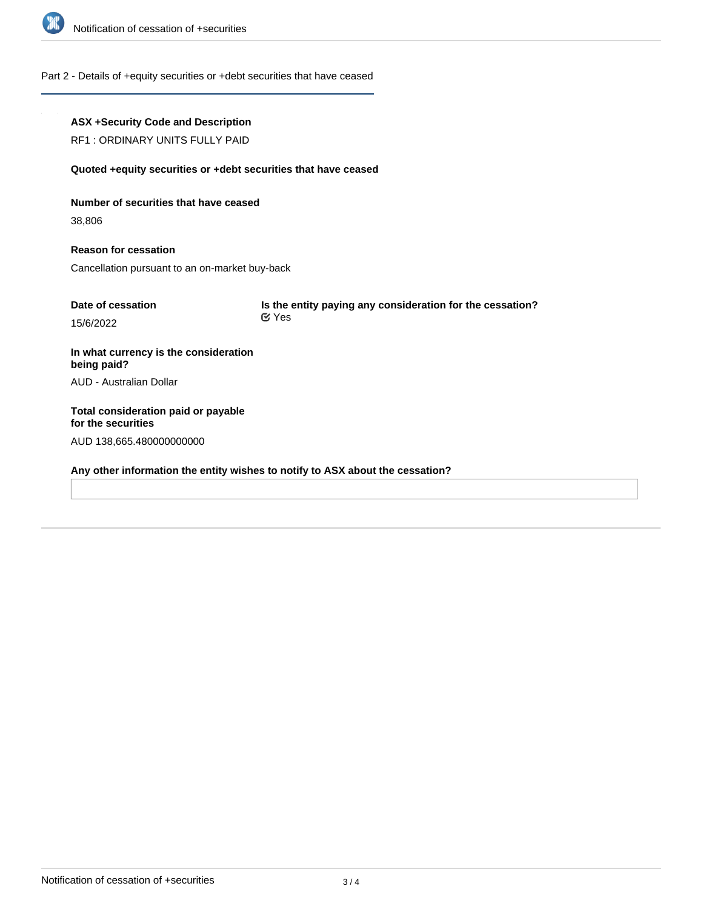## Part 2 - Details of +equity securities or +debt securities that have ceased

**ASX +Security Code and Description**

RF1 : ORDINARY UNITS FULLY PAID

**Quoted +equity securities or +debt securities that have ceased**

**Number of securities that have ceased**

38,806

**Reason for cessation**

Cancellation pursuant to an on-market buy-back

**Date of cessation**

15/6/2022

**Is the entity paying any consideration for the cessation?**

Yes

**In what currency is the consideration being paid?**

AUD - Australian Dollar

**Total consideration paid or payable for the securities**

AUD 138,665.480000000000

**Any other information the entity wishes to notify to ASX about the cessation?**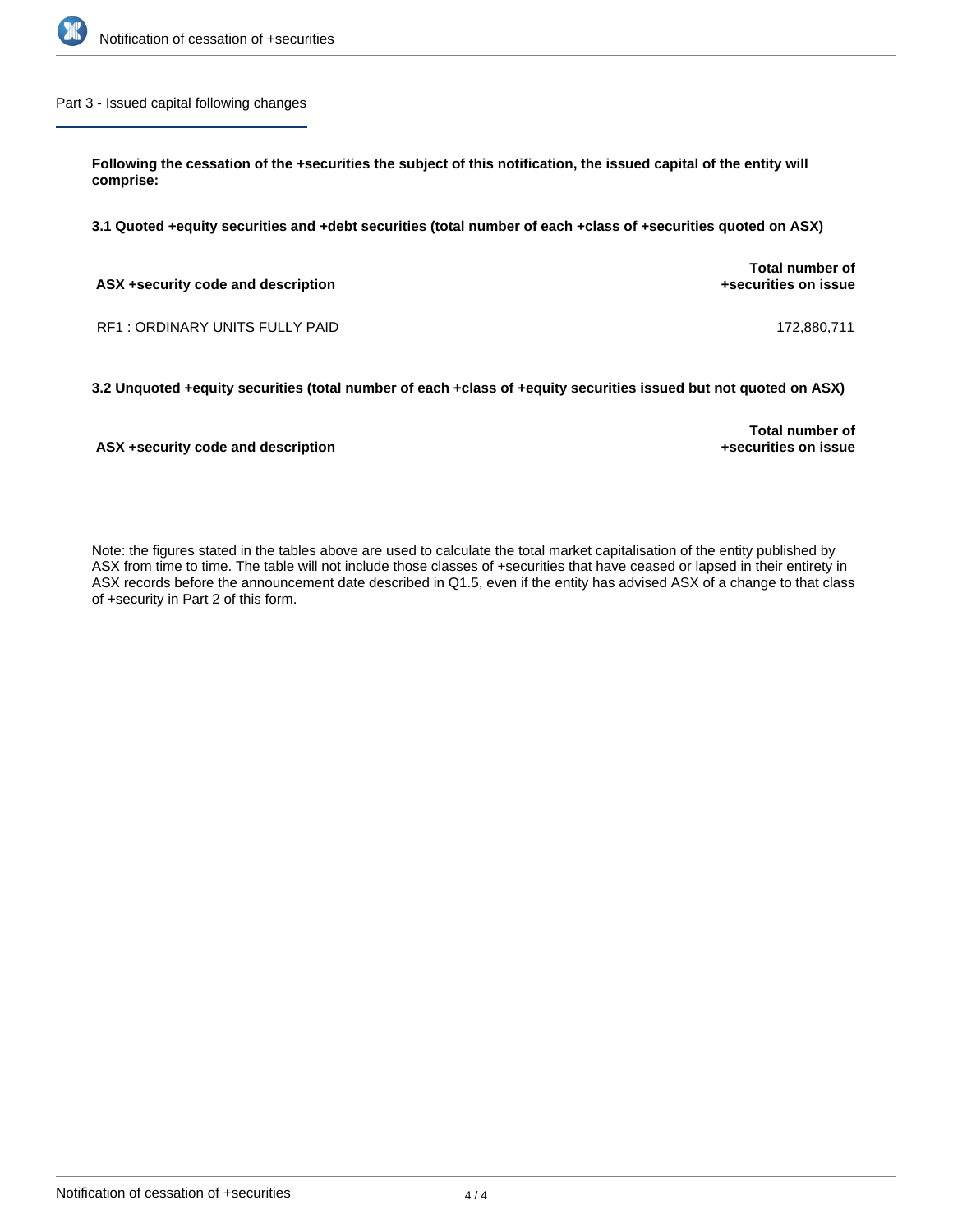Part 3 - Issued capital following changes

**Following the cessation of the +securities the subject of this notification, the issued capital of the entity will comprise:**

**3.1 Quoted +equity securities and +debt securities (total number of each +class of +securities quoted on ASX)**

| ASX +security code and description | Total number of +securities on issue |
| --- | --- |
| RF1 : ORDINARY UNITS FULLY PAID | 172,880,711 |

**3.2 Unquoted +equity securities (total number of each +class of +equity securities issued but not quoted on ASX)**

| ASX +security code and description | Total number of +securities on issue |
| --- | --- |

Note: the figures stated in the tables above are used to calculate the total market capitalisation of the entity published by ASX from time to time. The table will not include those classes of +securities that have ceased or lapsed in their entirety in ASX records before the announcement date described in Q1.5, even if the entity has advised ASX of a change to that class of +security in Part 2 of this form.